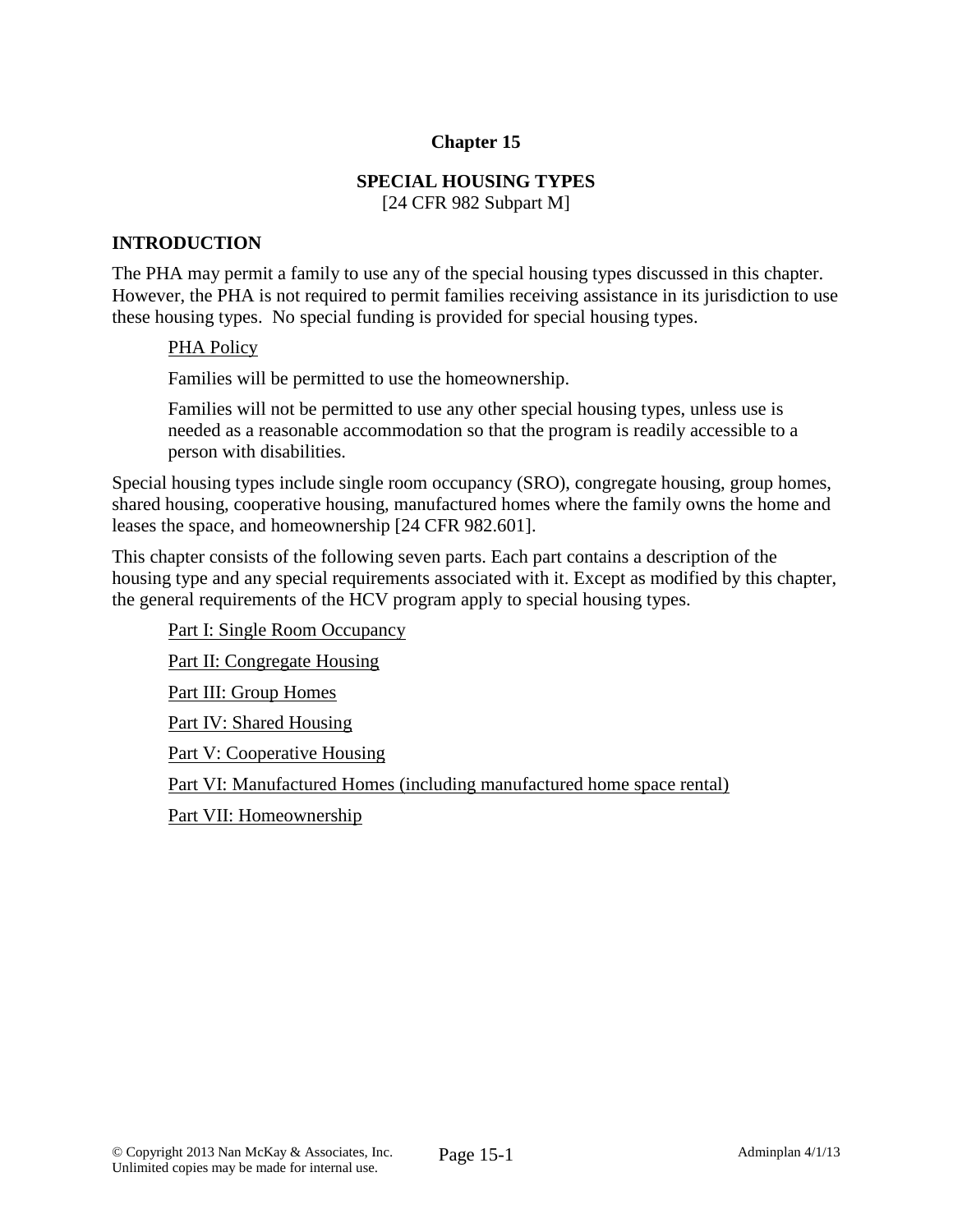# Chapter 15

## SPECIAL HOUSING TYPES

[24 CFR 982 Subpart M]

### INTRODUCTION

The PHA may permit a family to use any of the special housing types discussed in this chapter. However, the PHA is not required to permit families receiving assistance in its jurisdiction to use these housing types. No special funding is provided for special housing types.

PHA Policy

Families will be permitted to use the homeownership.

Families will not be permitted to use any other special housing types, unless use is needed as a reasonable accommodation so that the program is readily accessible to a person with disabilities.

Special housing types include single room occupancy (SRO), congregate housing, group homes, shared housing, cooperative housing, manufactured homes where the family owns the home and leases the space, and homeownership [24 CFR 982.601].

This chapter consists of the following seven parts. Each part contains a description of the housing type and any special requirements associated with it. Except as modified by this chapter, the general requirements of the HCV program apply to special housing types.

Part I: Single Room Occupancy

Part II: Congregate Housing

Part III: Group Homes

Part IV: Shared Housing

Part V: Cooperative Housing

Part VI: Manufactured Homes (including manufactured home space rental)

Part VII: Homeownership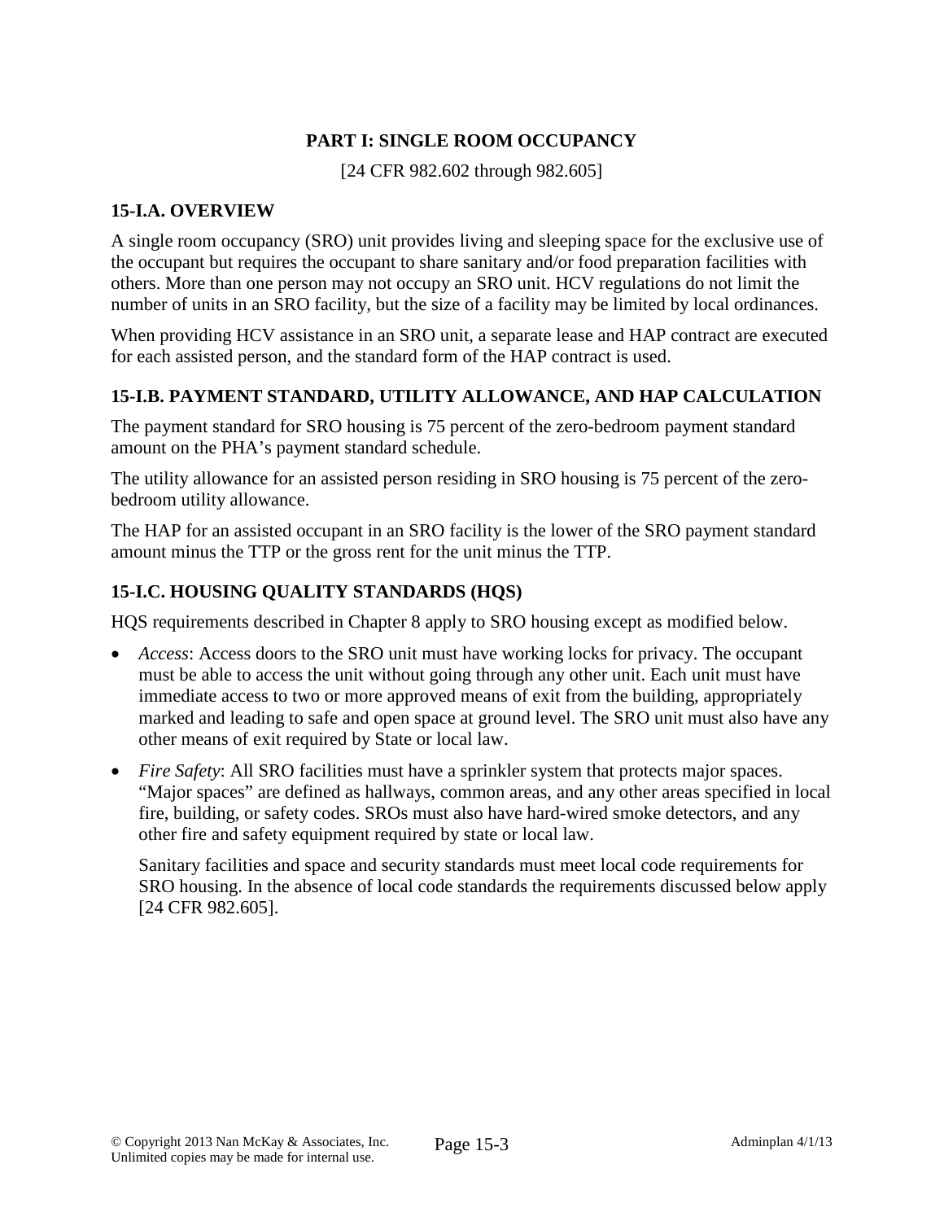# PART I: SINGLE ROOM OCCUPANCY

[24 CFR 982.602 through 982.605]

## 15-I.A. OVERVIEW

A single room occupancy (SRO) unit provides living and sleeping space for the exclusive use of the occupant but requires the occupant to share sanitary and/or food preparation facilities with others. More than one person may not occupy an SRO unit. HCV regulations do not limit the number of units in an SRO facility, but the size of a facility may be limited by local ordinances.

When providing HCV assistance in an SRO unit, a separate lease and HAP contract are executed for each assisted person, and the standard form of the HAP contract is used.

## 15-I.B. PAYMENT STANDARD, UTILITY ALLOWANCE, AND HAP CALCULATION

The payment standard for SRO housing is 75 percent of the zero-bedroom payment standard amount on the PHA's payment standard schedule.

The utility allowance for an assisted person residing in SRO housing is 75 percent of the zero-bedroom utility allowance.

The HAP for an assisted occupant in an SRO facility is the lower of the SRO payment standard amount minus the TTP or the gross rent for the unit minus the TTP.

## 15-I.C. HOUSING QUALITY STANDARDS (HQS)

HQS requirements described in Chapter 8 apply to SRO housing except as modified below.

- *Access*: Access doors to the SRO unit must have working locks for privacy. The occupant must be able to access the unit without going through any other unit. Each unit must have immediate access to two or more approved means of exit from the building, appropriately marked and leading to safe and open space at ground level. The SRO unit must also have any other means of exit required by State or local law.
- *Fire Safety*: All SRO facilities must have a sprinkler system that protects major spaces. "Major spaces" are defined as hallways, common areas, and any other areas specified in local fire, building, or safety codes. SROs must also have hard-wired smoke detectors, and any other fire and safety equipment required by state or local law.

  Sanitary facilities and space and security standards must meet local code requirements for SRO housing. In the absence of local code standards the requirements discussed below apply [24 CFR 982.605].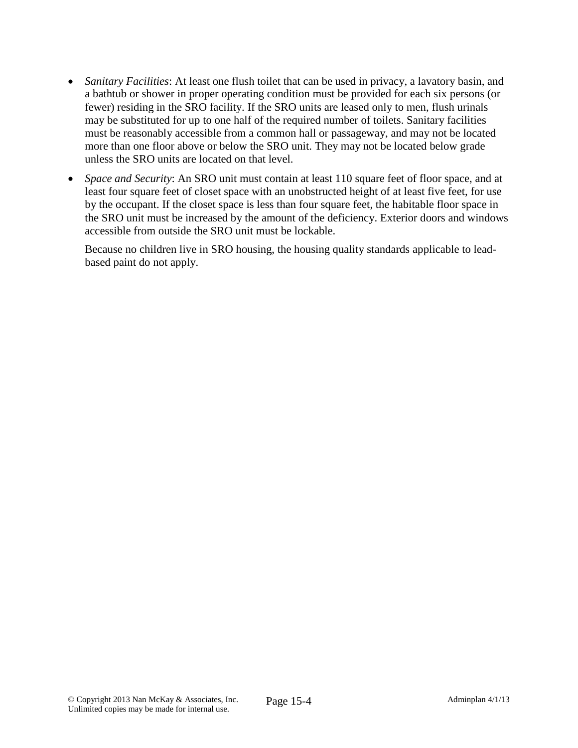- *Sanitary Facilities*: At least one flush toilet that can be used in privacy, a lavatory basin, and a bathtub or shower in proper operating condition must be provided for each six persons (or fewer) residing in the SRO facility. If the SRO units are leased only to men, flush urinals may be substituted for up to one half of the required number of toilets. Sanitary facilities must be reasonably accessible from a common hall or passageway, and may not be located more than one floor above or below the SRO unit. They may not be located below grade unless the SRO units are located on that level.

- *Space and Security*: An SRO unit must contain at least 110 square feet of floor space, and at least four square feet of closet space with an unobstructed height of at least five feet, for use by the occupant. If the closet space is less than four square feet, the habitable floor space in the SRO unit must be increased by the amount of the deficiency. Exterior doors and windows accessible from outside the SRO unit must be lockable.

  Because no children live in SRO housing, the housing quality standards applicable to lead-based paint do not apply.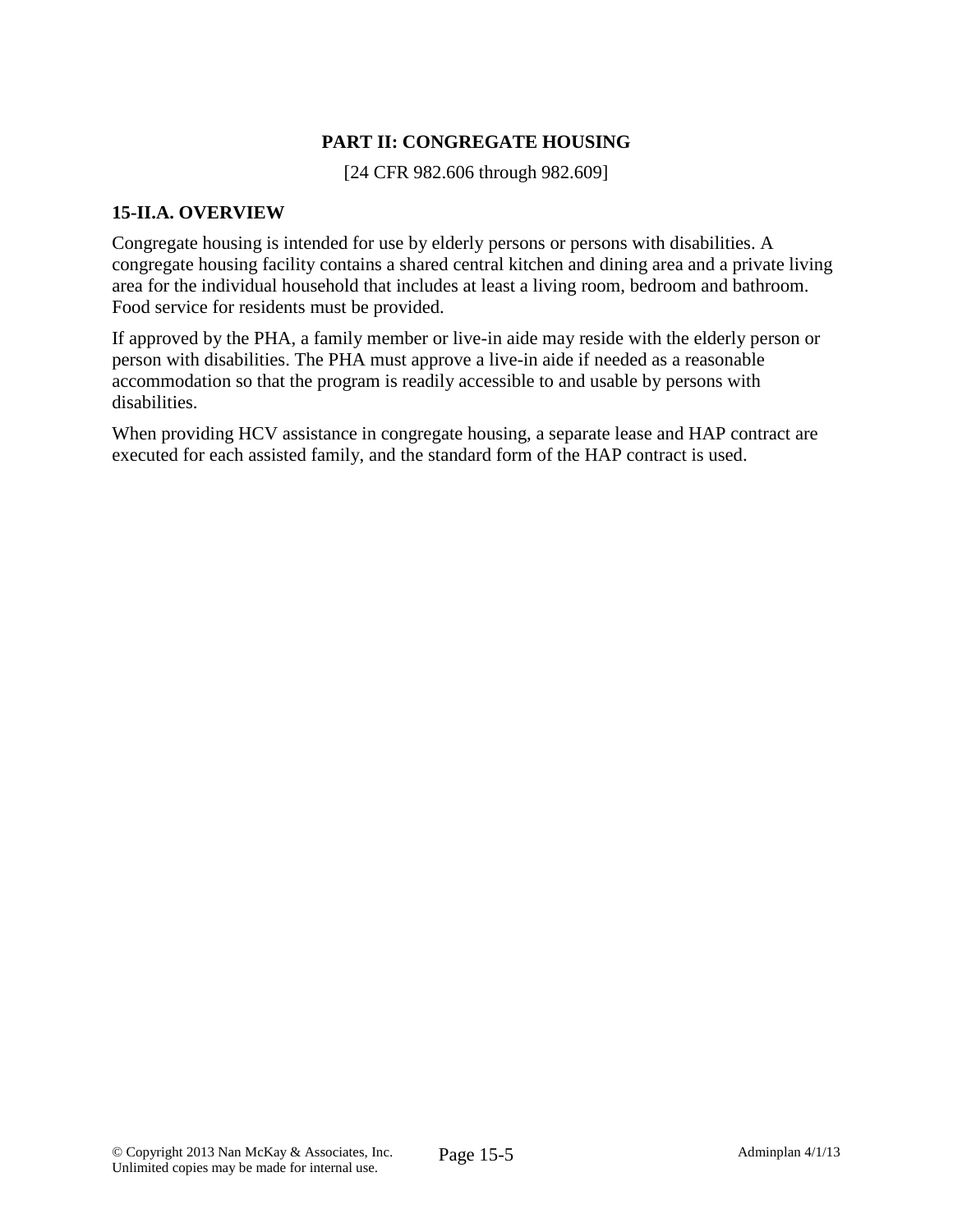## PART II: CONGREGATE HOUSING

[24 CFR 982.606 through 982.609]

### 15-II.A. OVERVIEW

Congregate housing is intended for use by elderly persons or persons with disabilities. A congregate housing facility contains a shared central kitchen and dining area and a private living area for the individual household that includes at least a living room, bedroom and bathroom. Food service for residents must be provided.

If approved by the PHA, a family member or live-in aide may reside with the elderly person or person with disabilities. The PHA must approve a live-in aide if needed as a reasonable accommodation so that the program is readily accessible to and usable by persons with disabilities.

When providing HCV assistance in congregate housing, a separate lease and HAP contract are executed for each assisted family, and the standard form of the HAP contract is used.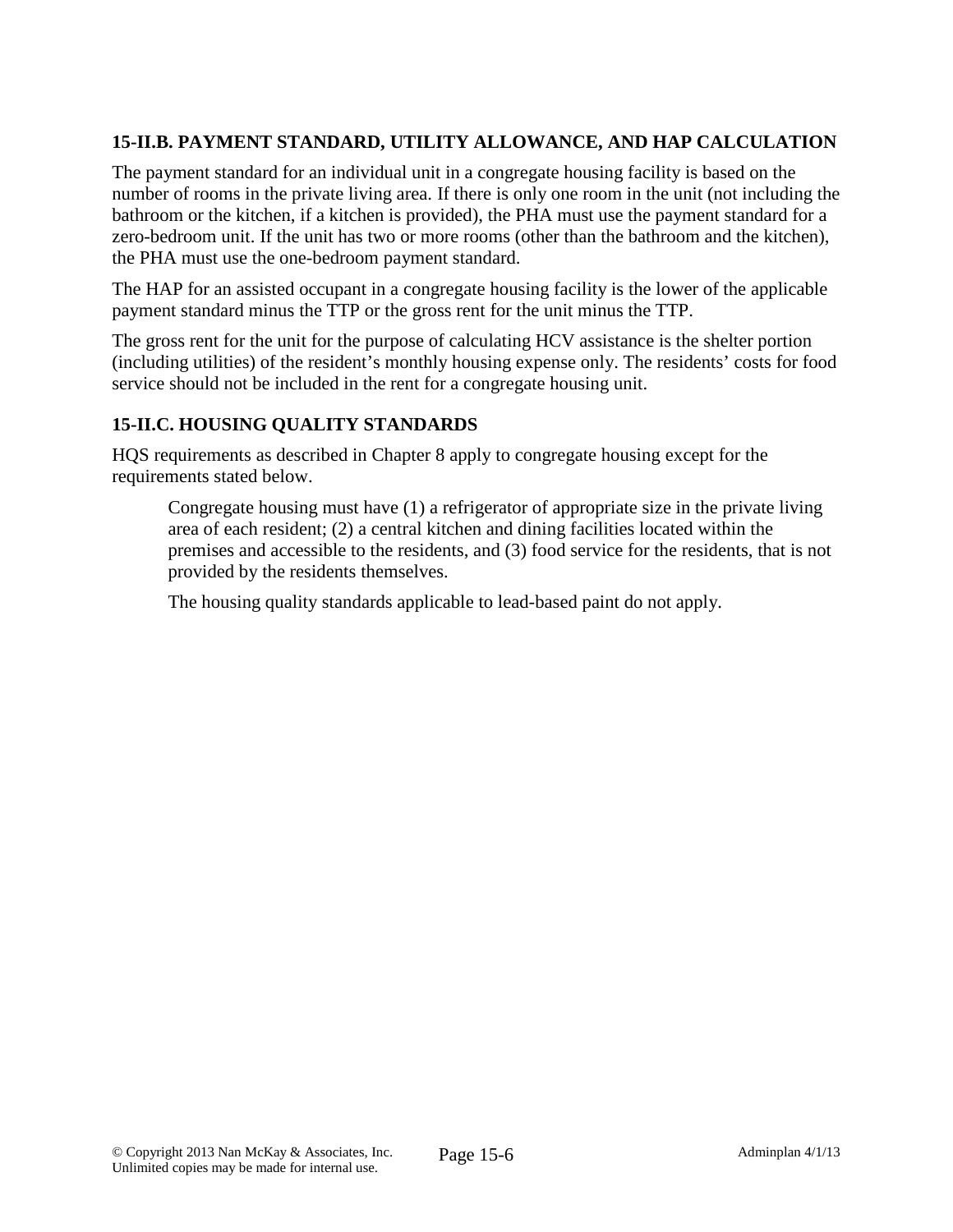### 15-II.B. PAYMENT STANDARD, UTILITY ALLOWANCE, AND HAP CALCULATION

The payment standard for an individual unit in a congregate housing facility is based on the number of rooms in the private living area. If there is only one room in the unit (not including the bathroom or the kitchen, if a kitchen is provided), the PHA must use the payment standard for a zero-bedroom unit. If the unit has two or more rooms (other than the bathroom and the kitchen), the PHA must use the one-bedroom payment standard.

The HAP for an assisted occupant in a congregate housing facility is the lower of the applicable payment standard minus the TTP or the gross rent for the unit minus the TTP.

The gross rent for the unit for the purpose of calculating HCV assistance is the shelter portion (including utilities) of the resident's monthly housing expense only. The residents' costs for food service should not be included in the rent for a congregate housing unit.

### 15-II.C. HOUSING QUALITY STANDARDS

HQS requirements as described in Chapter 8 apply to congregate housing except for the requirements stated below.

> Congregate housing must have (1) a refrigerator of appropriate size in the private living area of each resident; (2) a central kitchen and dining facilities located within the premises and accessible to the residents, and (3) food service for the residents, that is not provided by the residents themselves.
>
> The housing quality standards applicable to lead-based paint do not apply.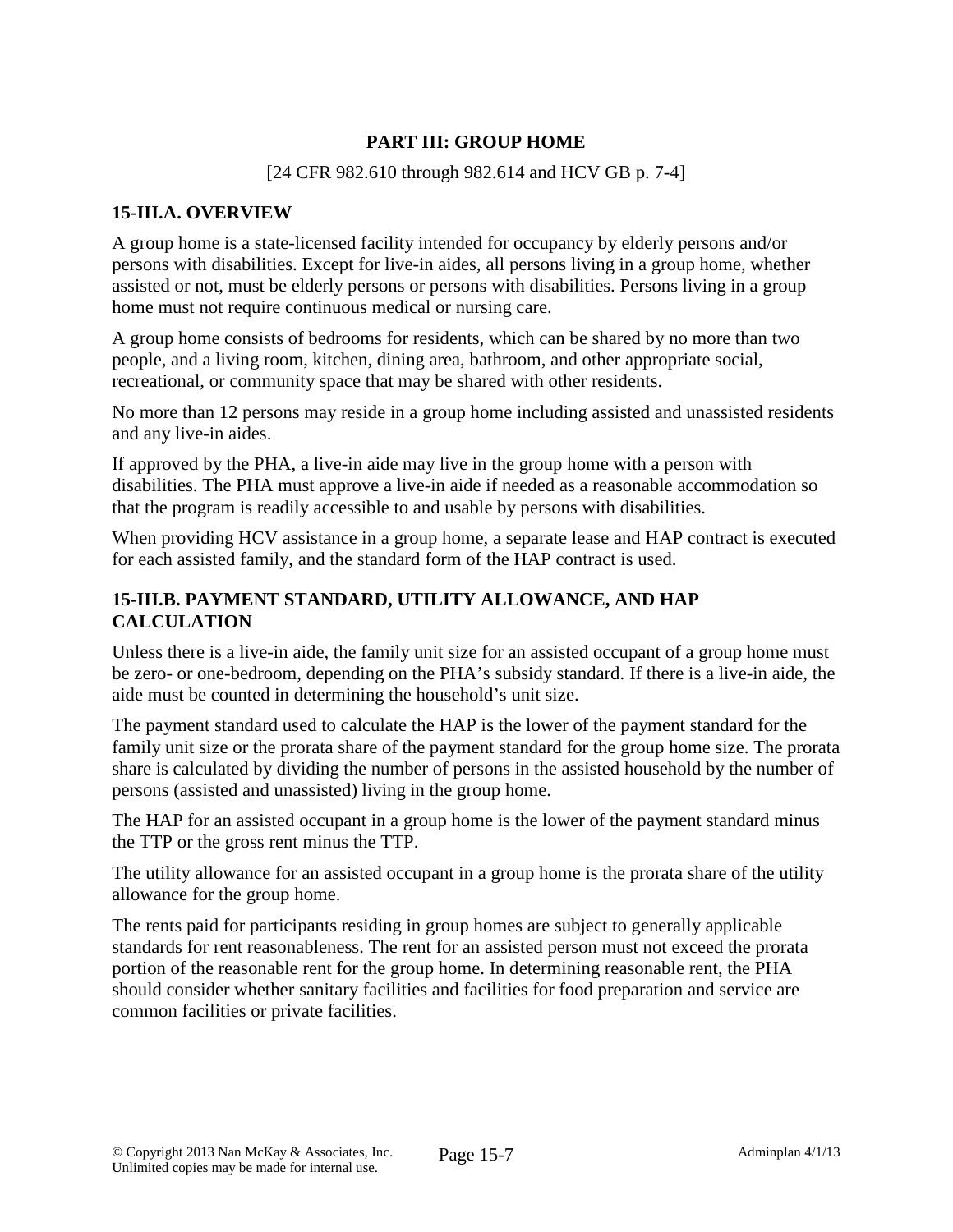## PART III: GROUP HOME

[24 CFR 982.610 through 982.614 and HCV GB p. 7-4]

### 15-III.A. OVERVIEW

A group home is a state-licensed facility intended for occupancy by elderly persons and/or persons with disabilities. Except for live-in aides, all persons living in a group home, whether assisted or not, must be elderly persons or persons with disabilities. Persons living in a group home must not require continuous medical or nursing care.

A group home consists of bedrooms for residents, which can be shared by no more than two people, and a living room, kitchen, dining area, bathroom, and other appropriate social, recreational, or community space that may be shared with other residents.

No more than 12 persons may reside in a group home including assisted and unassisted residents and any live-in aides.

If approved by the PHA, a live-in aide may live in the group home with a person with disabilities. The PHA must approve a live-in aide if needed as a reasonable accommodation so that the program is readily accessible to and usable by persons with disabilities.

When providing HCV assistance in a group home, a separate lease and HAP contract is executed for each assisted family, and the standard form of the HAP contract is used.

### 15-III.B. PAYMENT STANDARD, UTILITY ALLOWANCE, AND HAP CALCULATION

Unless there is a live-in aide, the family unit size for an assisted occupant of a group home must be zero- or one-bedroom, depending on the PHA's subsidy standard. If there is a live-in aide, the aide must be counted in determining the household's unit size.

The payment standard used to calculate the HAP is the lower of the payment standard for the family unit size or the prorata share of the payment standard for the group home size. The prorata share is calculated by dividing the number of persons in the assisted household by the number of persons (assisted and unassisted) living in the group home.

The HAP for an assisted occupant in a group home is the lower of the payment standard minus the TTP or the gross rent minus the TTP.

The utility allowance for an assisted occupant in a group home is the prorata share of the utility allowance for the group home.

The rents paid for participants residing in group homes are subject to generally applicable standards for rent reasonableness. The rent for an assisted person must not exceed the prorata portion of the reasonable rent for the group home. In determining reasonable rent, the PHA should consider whether sanitary facilities and facilities for food preparation and service are common facilities or private facilities.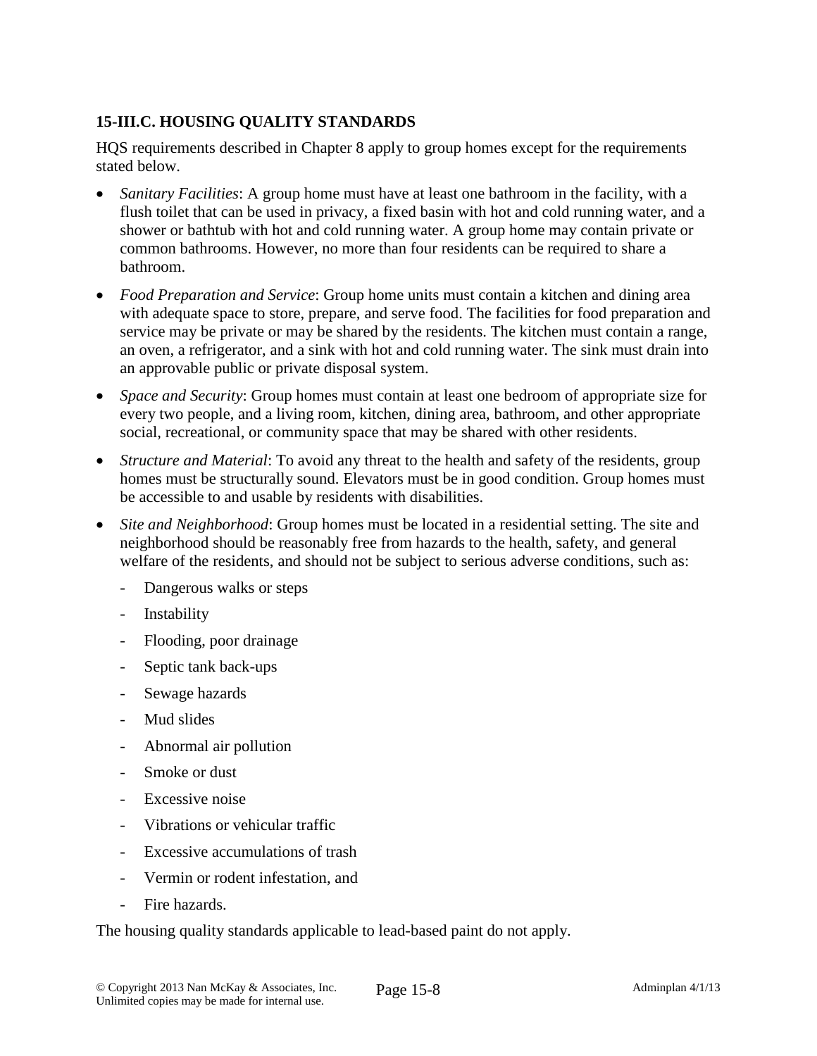### 15-III.C. HOUSING QUALITY STANDARDS

HQS requirements described in Chapter 8 apply to group homes except for the requirements stated below.

- *Sanitary Facilities*: A group home must have at least one bathroom in the facility, with a flush toilet that can be used in privacy, a fixed basin with hot and cold running water, and a shower or bathtub with hot and cold running water. A group home may contain private or common bathrooms. However, no more than four residents can be required to share a bathroom.
- *Food Preparation and Service*: Group home units must contain a kitchen and dining area with adequate space to store, prepare, and serve food. The facilities for food preparation and service may be private or may be shared by the residents. The kitchen must contain a range, an oven, a refrigerator, and a sink with hot and cold running water. The sink must drain into an approvable public or private disposal system.
- *Space and Security*: Group homes must contain at least one bedroom of appropriate size for every two people, and a living room, kitchen, dining area, bathroom, and other appropriate social, recreational, or community space that may be shared with other residents.
- *Structure and Material*: To avoid any threat to the health and safety of the residents, group homes must be structurally sound. Elevators must be in good condition. Group homes must be accessible to and usable by residents with disabilities.
- *Site and Neighborhood*: Group homes must be located in a residential setting. The site and neighborhood should be reasonably free from hazards to the health, safety, and general welfare of the residents, and should not be subject to serious adverse conditions, such as:
  - Dangerous walks or steps
  - Instability
  - Flooding, poor drainage
  - Septic tank back-ups
  - Sewage hazards
  - Mud slides
  - Abnormal air pollution
  - Smoke or dust
  - Excessive noise
  - Vibrations or vehicular traffic
  - Excessive accumulations of trash
  - Vermin or rodent infestation, and
  - Fire hazards.

The housing quality standards applicable to lead-based paint do not apply.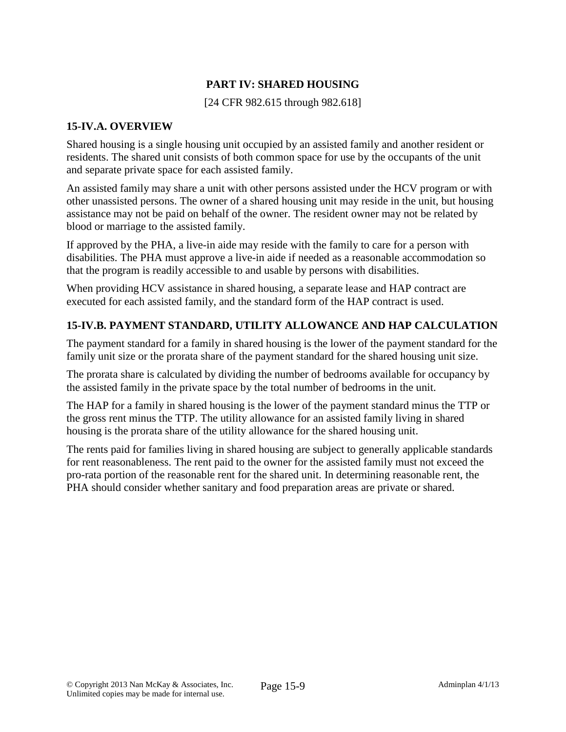## PART IV: SHARED HOUSING

[24 CFR 982.615 through 982.618]

### 15-IV.A. OVERVIEW

Shared housing is a single housing unit occupied by an assisted family and another resident or residents. The shared unit consists of both common space for use by the occupants of the unit and separate private space for each assisted family.

An assisted family may share a unit with other persons assisted under the HCV program or with other unassisted persons. The owner of a shared housing unit may reside in the unit, but housing assistance may not be paid on behalf of the owner. The resident owner may not be related by blood or marriage to the assisted family.

If approved by the PHA, a live-in aide may reside with the family to care for a person with disabilities. The PHA must approve a live-in aide if needed as a reasonable accommodation so that the program is readily accessible to and usable by persons with disabilities.

When providing HCV assistance in shared housing, a separate lease and HAP contract are executed for each assisted family, and the standard form of the HAP contract is used.

### 15-IV.B. PAYMENT STANDARD, UTILITY ALLOWANCE AND HAP CALCULATION

The payment standard for a family in shared housing is the lower of the payment standard for the family unit size or the prorata share of the payment standard for the shared housing unit size.

The prorata share is calculated by dividing the number of bedrooms available for occupancy by the assisted family in the private space by the total number of bedrooms in the unit.

The HAP for a family in shared housing is the lower of the payment standard minus the TTP or the gross rent minus the TTP. The utility allowance for an assisted family living in shared housing is the prorata share of the utility allowance for the shared housing unit.

The rents paid for families living in shared housing are subject to generally applicable standards for rent reasonableness. The rent paid to the owner for the assisted family must not exceed the pro-rata portion of the reasonable rent for the shared unit. In determining reasonable rent, the PHA should consider whether sanitary and food preparation areas are private or shared.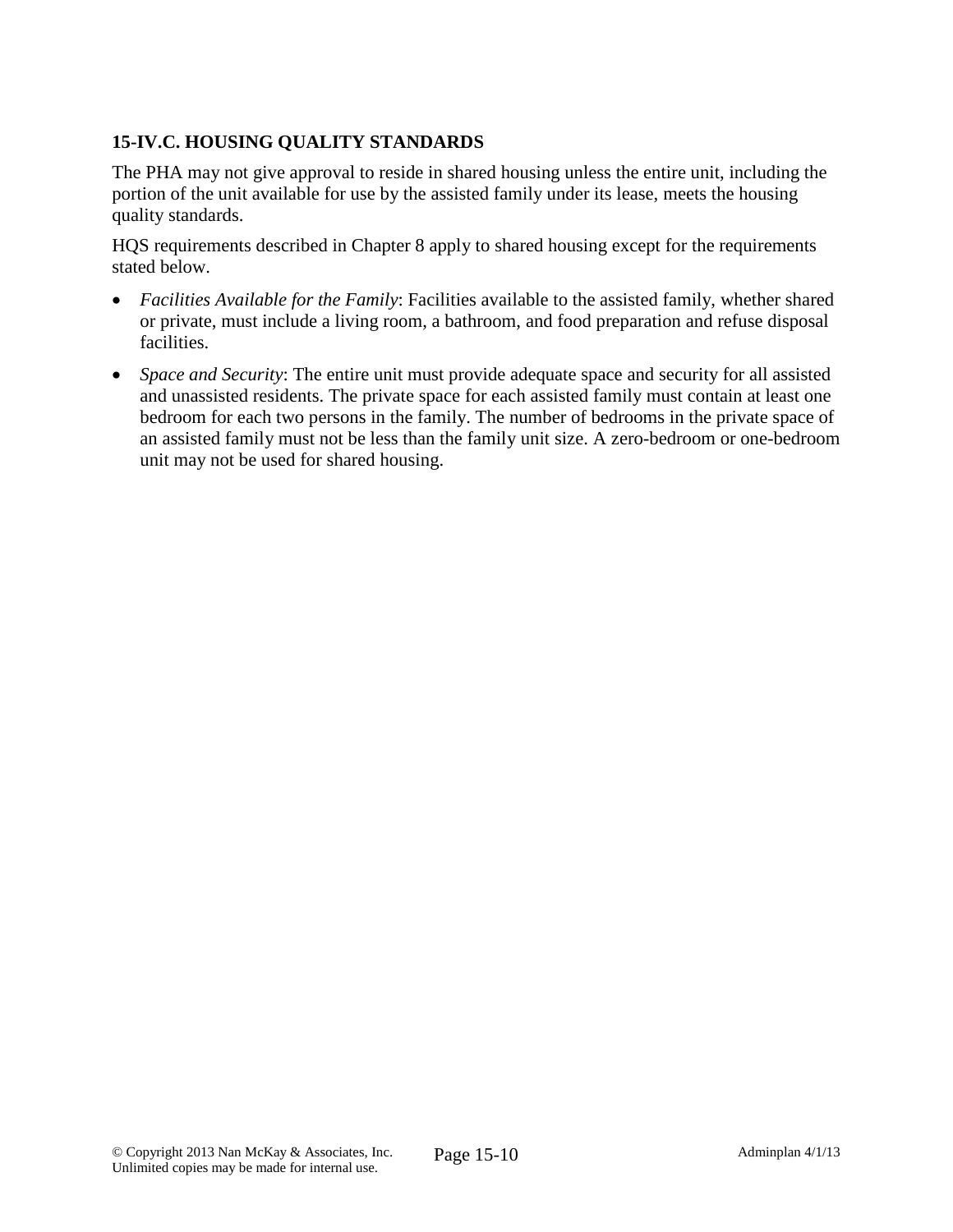## 15-IV.C. HOUSING QUALITY STANDARDS

The PHA may not give approval to reside in shared housing unless the entire unit, including the portion of the unit available for use by the assisted family under its lease, meets the housing quality standards.

HQS requirements described in Chapter 8 apply to shared housing except for the requirements stated below.

- *Facilities Available for the Family*: Facilities available to the assisted family, whether shared or private, must include a living room, a bathroom, and food preparation and refuse disposal facilities.
- *Space and Security*: The entire unit must provide adequate space and security for all assisted and unassisted residents. The private space for each assisted family must contain at least one bedroom for each two persons in the family. The number of bedrooms in the private space of an assisted family must not be less than the family unit size. A zero-bedroom or one-bedroom unit may not be used for shared housing.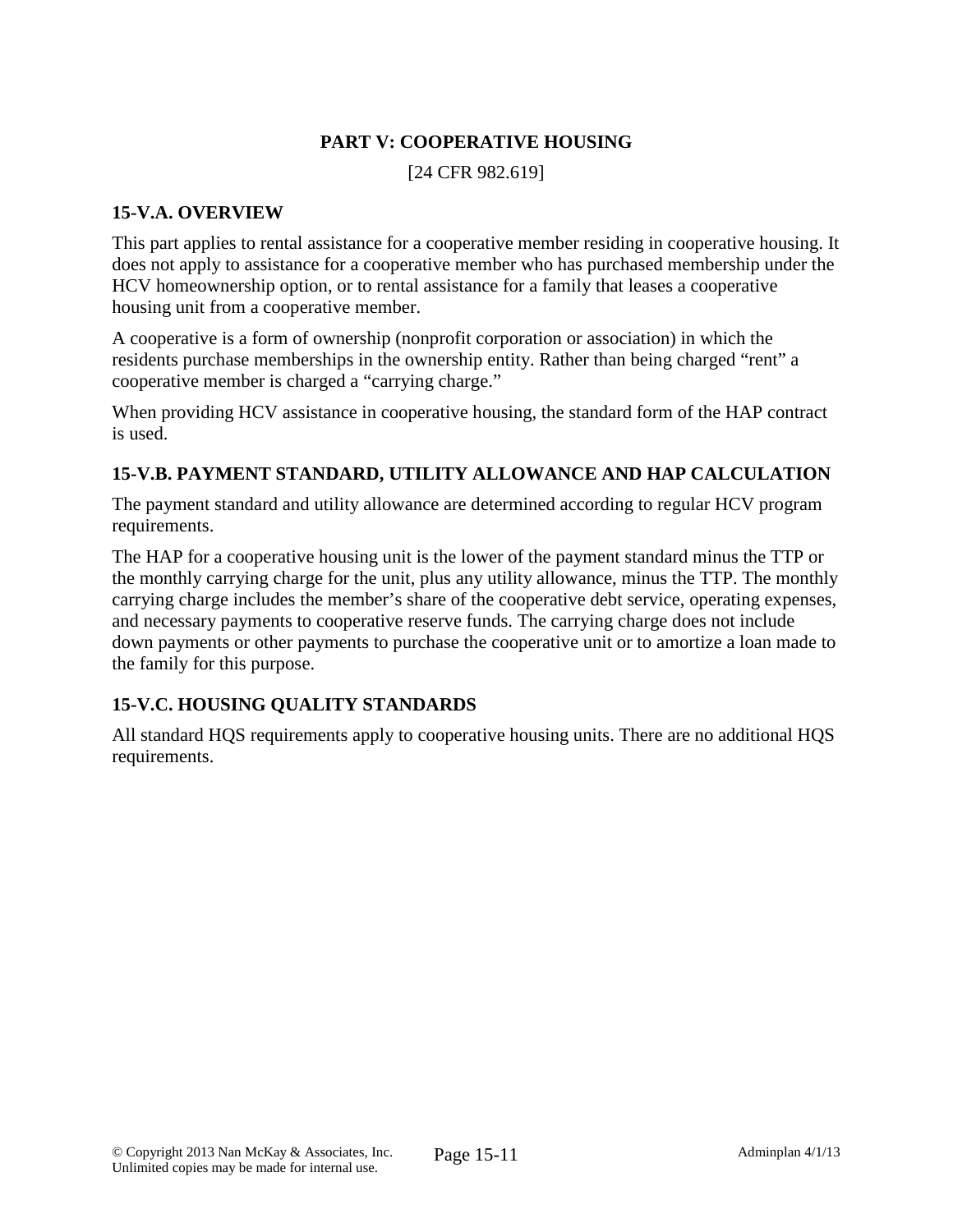## PART V: COOPERATIVE HOUSING

[24 CFR 982.619]

### 15-V.A. OVERVIEW

This part applies to rental assistance for a cooperative member residing in cooperative housing. It does not apply to assistance for a cooperative member who has purchased membership under the HCV homeownership option, or to rental assistance for a family that leases a cooperative housing unit from a cooperative member.

A cooperative is a form of ownership (nonprofit corporation or association) in which the residents purchase memberships in the ownership entity. Rather than being charged "rent" a cooperative member is charged a "carrying charge."

When providing HCV assistance in cooperative housing, the standard form of the HAP contract is used.

### 15-V.B. PAYMENT STANDARD, UTILITY ALLOWANCE AND HAP CALCULATION

The payment standard and utility allowance are determined according to regular HCV program requirements.

The HAP for a cooperative housing unit is the lower of the payment standard minus the TTP or the monthly carrying charge for the unit, plus any utility allowance, minus the TTP. The monthly carrying charge includes the member's share of the cooperative debt service, operating expenses, and necessary payments to cooperative reserve funds. The carrying charge does not include down payments or other payments to purchase the cooperative unit or to amortize a loan made to the family for this purpose.

### 15-V.C. HOUSING QUALITY STANDARDS

All standard HQS requirements apply to cooperative housing units. There are no additional HQS requirements.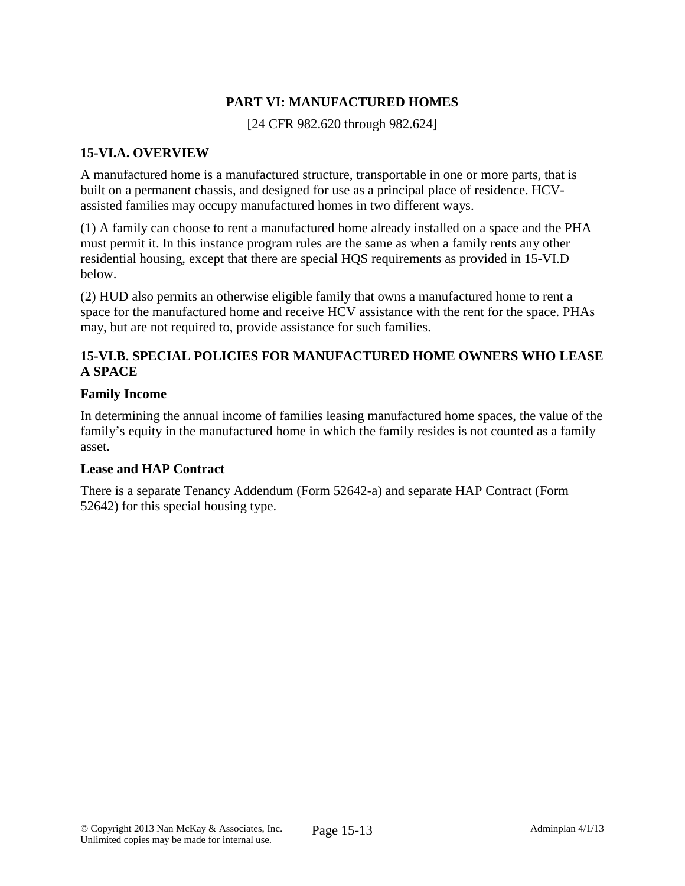# PART VI: MANUFACTURED HOMES

[24 CFR 982.620 through 982.624]

## 15-VI.A. OVERVIEW

A manufactured home is a manufactured structure, transportable in one or more parts, that is built on a permanent chassis, and designed for use as a principal place of residence. HCV-assisted families may occupy manufactured homes in two different ways.

(1) A family can choose to rent a manufactured home already installed on a space and the PHA must permit it. In this instance program rules are the same as when a family rents any other residential housing, except that there are special HQS requirements as provided in 15-VI.D below.

(2) HUD also permits an otherwise eligible family that owns a manufactured home to rent a space for the manufactured home and receive HCV assistance with the rent for the space. PHAs may, but are not required to, provide assistance for such families.

## 15-VI.B. SPECIAL POLICIES FOR MANUFACTURED HOME OWNERS WHO LEASE A SPACE

### Family Income

In determining the annual income of families leasing manufactured home spaces, the value of the family's equity in the manufactured home in which the family resides is not counted as a family asset.

### Lease and HAP Contract

There is a separate Tenancy Addendum (Form 52642-a) and separate HAP Contract (Form 52642) for this special housing type.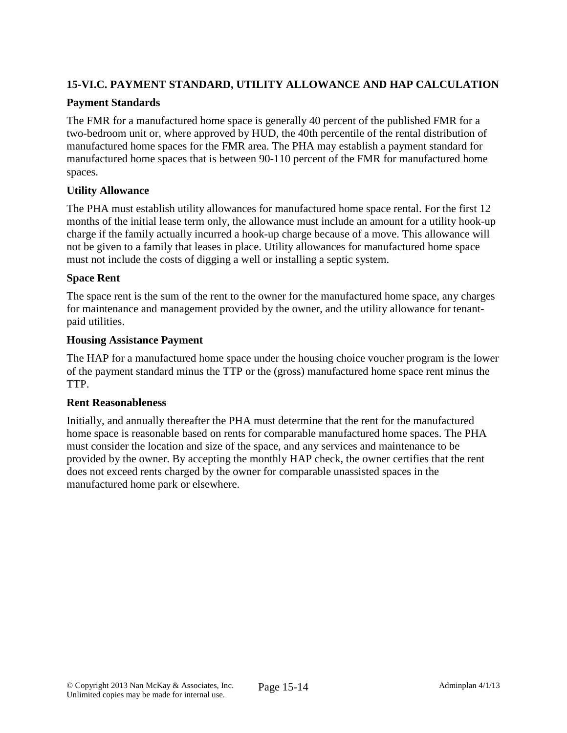## 15-VI.C. PAYMENT STANDARD, UTILITY ALLOWANCE AND HAP CALCULATION

### Payment Standards

The FMR for a manufactured home space is generally 40 percent of the published FMR for a two-bedroom unit or, where approved by HUD, the 40th percentile of the rental distribution of manufactured home spaces for the FMR area. The PHA may establish a payment standard for manufactured home spaces that is between 90-110 percent of the FMR for manufactured home spaces.

### Utility Allowance

The PHA must establish utility allowances for manufactured home space rental. For the first 12 months of the initial lease term only, the allowance must include an amount for a utility hook-up charge if the family actually incurred a hook-up charge because of a move. This allowance will not be given to a family that leases in place. Utility allowances for manufactured home space must not include the costs of digging a well or installing a septic system.

### Space Rent

The space rent is the sum of the rent to the owner for the manufactured home space, any charges for maintenance and management provided by the owner, and the utility allowance for tenant-paid utilities.

### Housing Assistance Payment

The HAP for a manufactured home space under the housing choice voucher program is the lower of the payment standard minus the TTP or the (gross) manufactured home space rent minus the TTP.

### Rent Reasonableness

Initially, and annually thereafter the PHA must determine that the rent for the manufactured home space is reasonable based on rents for comparable manufactured home spaces. The PHA must consider the location and size of the space, and any services and maintenance to be provided by the owner. By accepting the monthly HAP check, the owner certifies that the rent does not exceed rents charged by the owner for comparable unassisted spaces in the manufactured home park or elsewhere.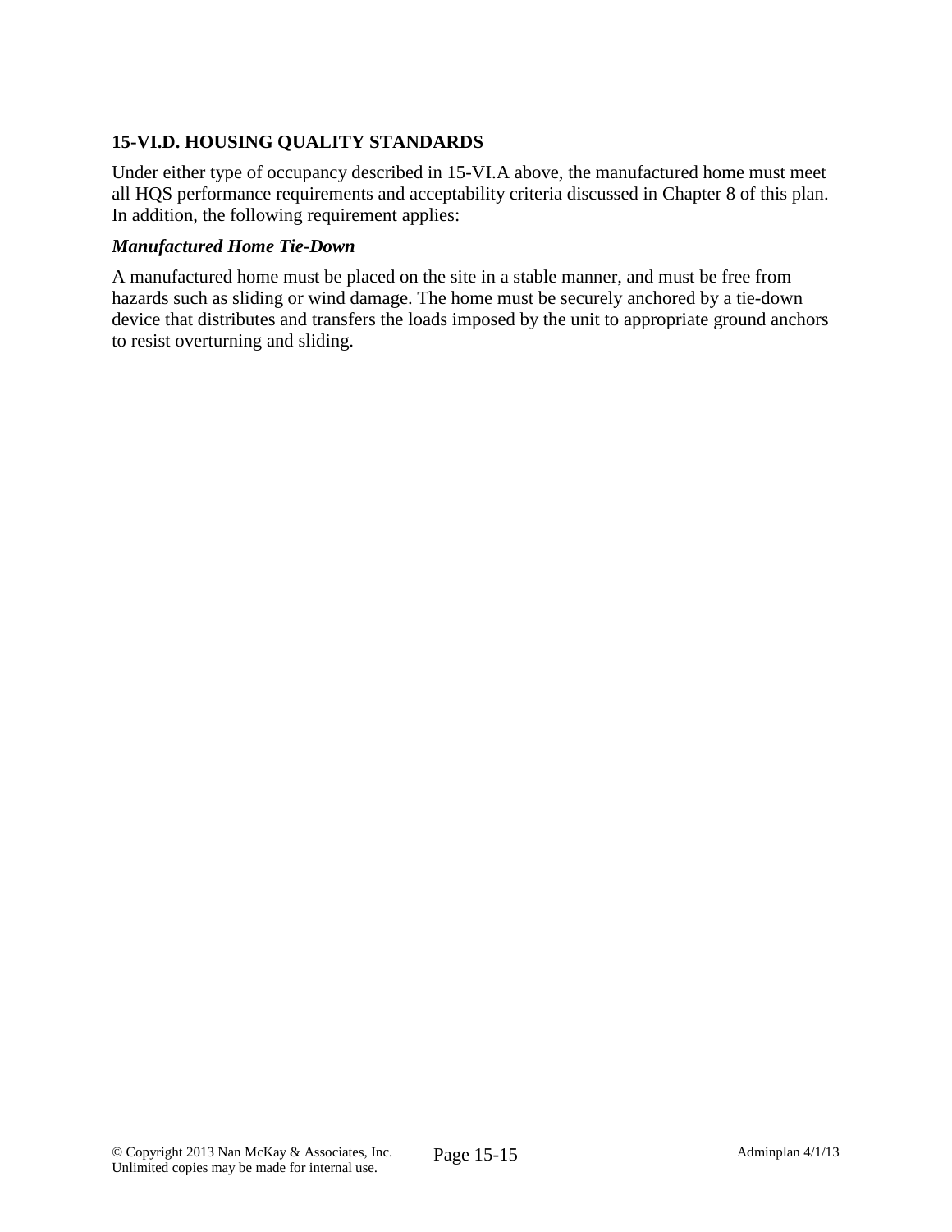### 15-VI.D. HOUSING QUALITY STANDARDS

Under either type of occupancy described in 15-VI.A above, the manufactured home must meet all HQS performance requirements and acceptability criteria discussed in Chapter 8 of this plan. In addition, the following requirement applies:

***Manufactured Home Tie-Down***

A manufactured home must be placed on the site in a stable manner, and must be free from hazards such as sliding or wind damage. The home must be securely anchored by a tie-down device that distributes and transfers the loads imposed by the unit to appropriate ground anchors to resist overturning and sliding.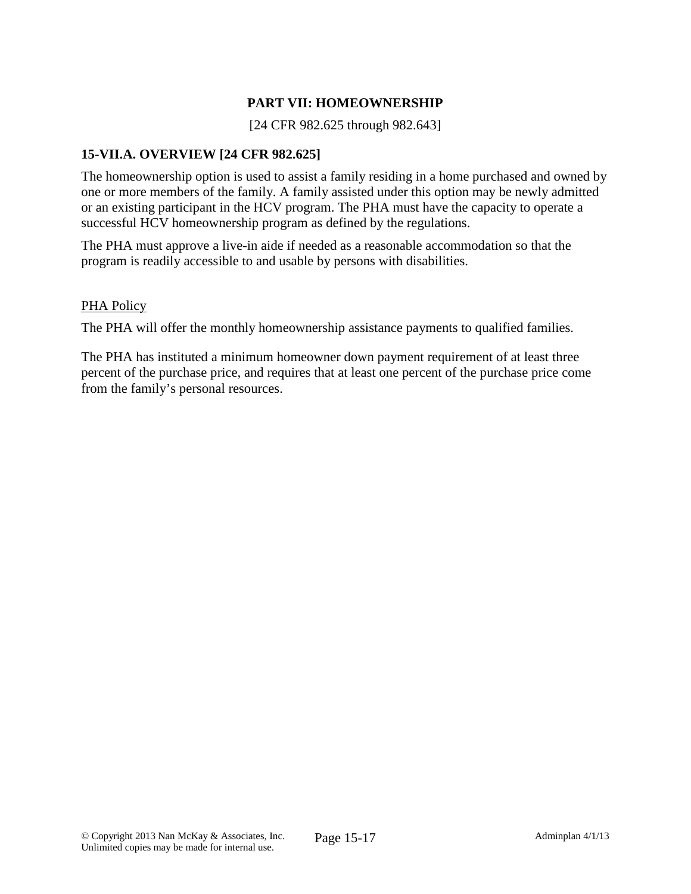# PART VII: HOMEOWNERSHIP

[24 CFR 982.625 through 982.643]

## 15-VII.A. OVERVIEW [24 CFR 982.625]

The homeownership option is used to assist a family residing in a home purchased and owned by one or more members of the family. A family assisted under this option may be newly admitted or an existing participant in the HCV program. The PHA must have the capacity to operate a successful HCV homeownership program as defined by the regulations.

The PHA must approve a live-in aide if needed as a reasonable accommodation so that the program is readily accessible to and usable by persons with disabilities.

<u>PHA Policy</u>

The PHA will offer the monthly homeownership assistance payments to qualified families.

The PHA has instituted a minimum homeowner down payment requirement of at least three percent of the purchase price, and requires that at least one percent of the purchase price come from the family's personal resources.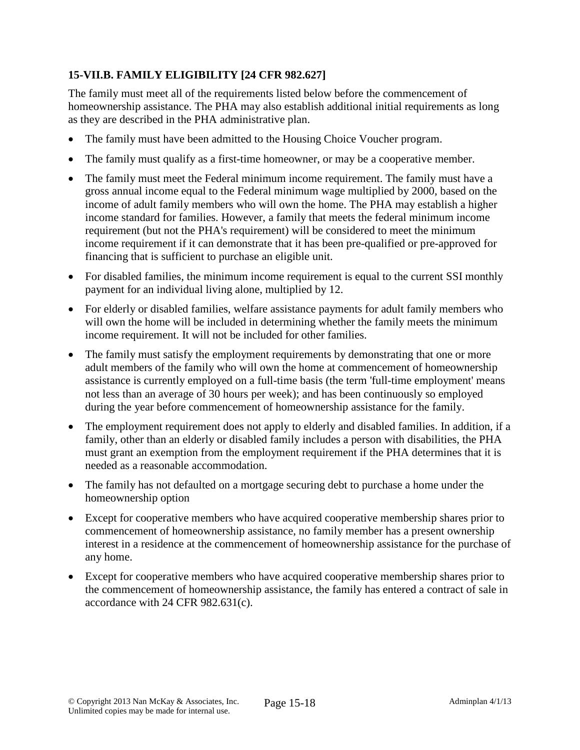### 15-VII.B. FAMILY ELIGIBILITY [24 CFR 982.627]

The family must meet all of the requirements listed below before the commencement of homeownership assistance. The PHA may also establish additional initial requirements as long as they are described in the PHA administrative plan.

- The family must have been admitted to the Housing Choice Voucher program.
- The family must qualify as a first-time homeowner, or may be a cooperative member.
- The family must meet the Federal minimum income requirement. The family must have a gross annual income equal to the Federal minimum wage multiplied by 2000, based on the income of adult family members who will own the home. The PHA may establish a higher income standard for families. However, a family that meets the federal minimum income requirement (but not the PHA's requirement) will be considered to meet the minimum income requirement if it can demonstrate that it has been pre-qualified or pre-approved for financing that is sufficient to purchase an eligible unit.
- For disabled families, the minimum income requirement is equal to the current SSI monthly payment for an individual living alone, multiplied by 12.
- For elderly or disabled families, welfare assistance payments for adult family members who will own the home will be included in determining whether the family meets the minimum income requirement. It will not be included for other families.
- The family must satisfy the employment requirements by demonstrating that one or more adult members of the family who will own the home at commencement of homeownership assistance is currently employed on a full-time basis (the term 'full-time employment' means not less than an average of 30 hours per week); and has been continuously so employed during the year before commencement of homeownership assistance for the family.
- The employment requirement does not apply to elderly and disabled families. In addition, if a family, other than an elderly or disabled family includes a person with disabilities, the PHA must grant an exemption from the employment requirement if the PHA determines that it is needed as a reasonable accommodation.
- The family has not defaulted on a mortgage securing debt to purchase a home under the homeownership option
- Except for cooperative members who have acquired cooperative membership shares prior to commencement of homeownership assistance, no family member has a present ownership interest in a residence at the commencement of homeownership assistance for the purchase of any home.
- Except for cooperative members who have acquired cooperative membership shares prior to the commencement of homeownership assistance, the family has entered a contract of sale in accordance with 24 CFR 982.631(c).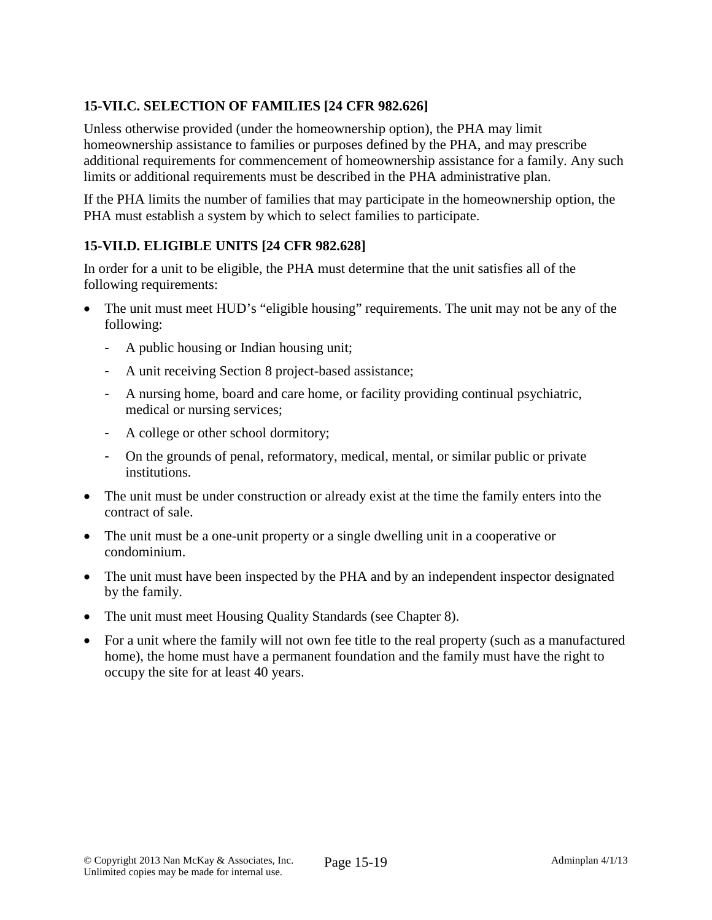### 15-VII.C. SELECTION OF FAMILIES [24 CFR 982.626]

Unless otherwise provided (under the homeownership option), the PHA may limit homeownership assistance to families or purposes defined by the PHA, and may prescribe additional requirements for commencement of homeownership assistance for a family. Any such limits or additional requirements must be described in the PHA administrative plan.

If the PHA limits the number of families that may participate in the homeownership option, the PHA must establish a system by which to select families to participate.

### 15-VII.D. ELIGIBLE UNITS [24 CFR 982.628]

In order for a unit to be eligible, the PHA must determine that the unit satisfies all of the following requirements:

- The unit must meet HUD's "eligible housing" requirements. The unit may not be any of the following:
  - A public housing or Indian housing unit;
  - A unit receiving Section 8 project-based assistance;
  - A nursing home, board and care home, or facility providing continual psychiatric, medical or nursing services;
  - A college or other school dormitory;
  - On the grounds of penal, reformatory, medical, mental, or similar public or private institutions.
- The unit must be under construction or already exist at the time the family enters into the contract of sale.
- The unit must be a one-unit property or a single dwelling unit in a cooperative or condominium.
- The unit must have been inspected by the PHA and by an independent inspector designated by the family.
- The unit must meet Housing Quality Standards (see Chapter 8).
- For a unit where the family will not own fee title to the real property (such as a manufactured home), the home must have a permanent foundation and the family must have the right to occupy the site for at least 40 years.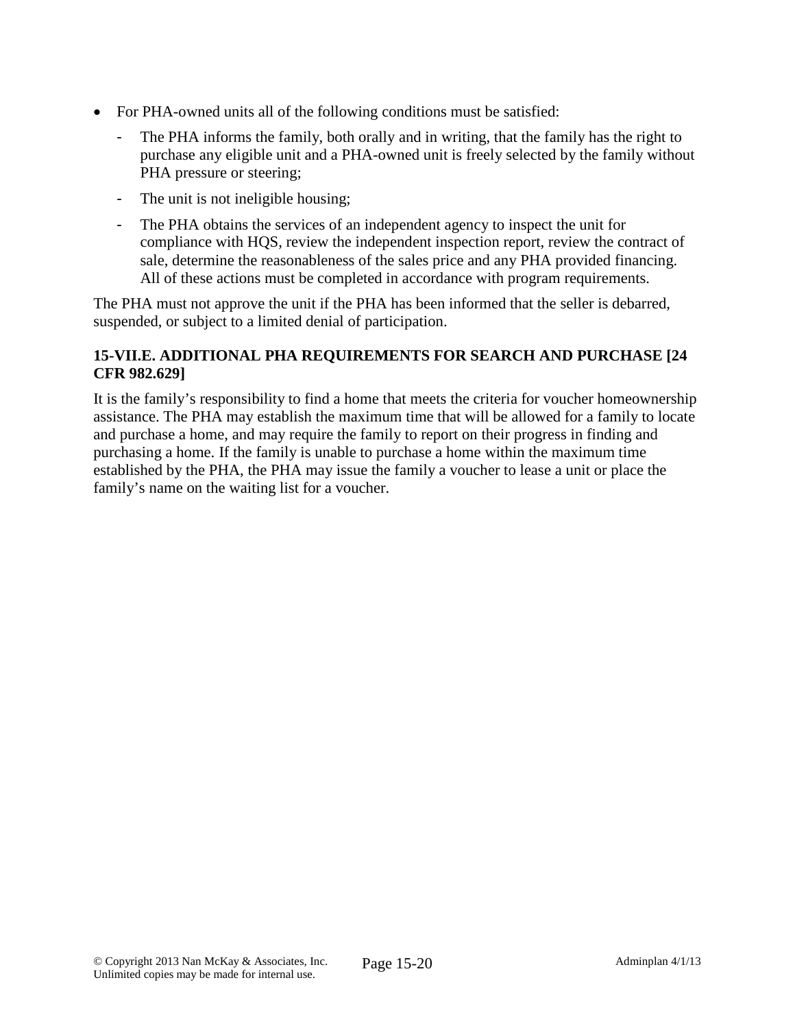- For PHA-owned units all of the following conditions must be satisfied:
  - The PHA informs the family, both orally and in writing, that the family has the right to purchase any eligible unit and a PHA-owned unit is freely selected by the family without PHA pressure or steering;
  - The unit is not ineligible housing;
  - The PHA obtains the services of an independent agency to inspect the unit for compliance with HQS, review the independent inspection report, review the contract of sale, determine the reasonableness of the sales price and any PHA provided financing. All of these actions must be completed in accordance with program requirements.

The PHA must not approve the unit if the PHA has been informed that the seller is debarred, suspended, or subject to a limited denial of participation.

### 15-VII.E. ADDITIONAL PHA REQUIREMENTS FOR SEARCH AND PURCHASE [24 CFR 982.629]

It is the family's responsibility to find a home that meets the criteria for voucher homeownership assistance. The PHA may establish the maximum time that will be allowed for a family to locate and purchase a home, and may require the family to report on their progress in finding and purchasing a home. If the family is unable to purchase a home within the maximum time established by the PHA, the PHA may issue the family a voucher to lease a unit or place the family's name on the waiting list for a voucher.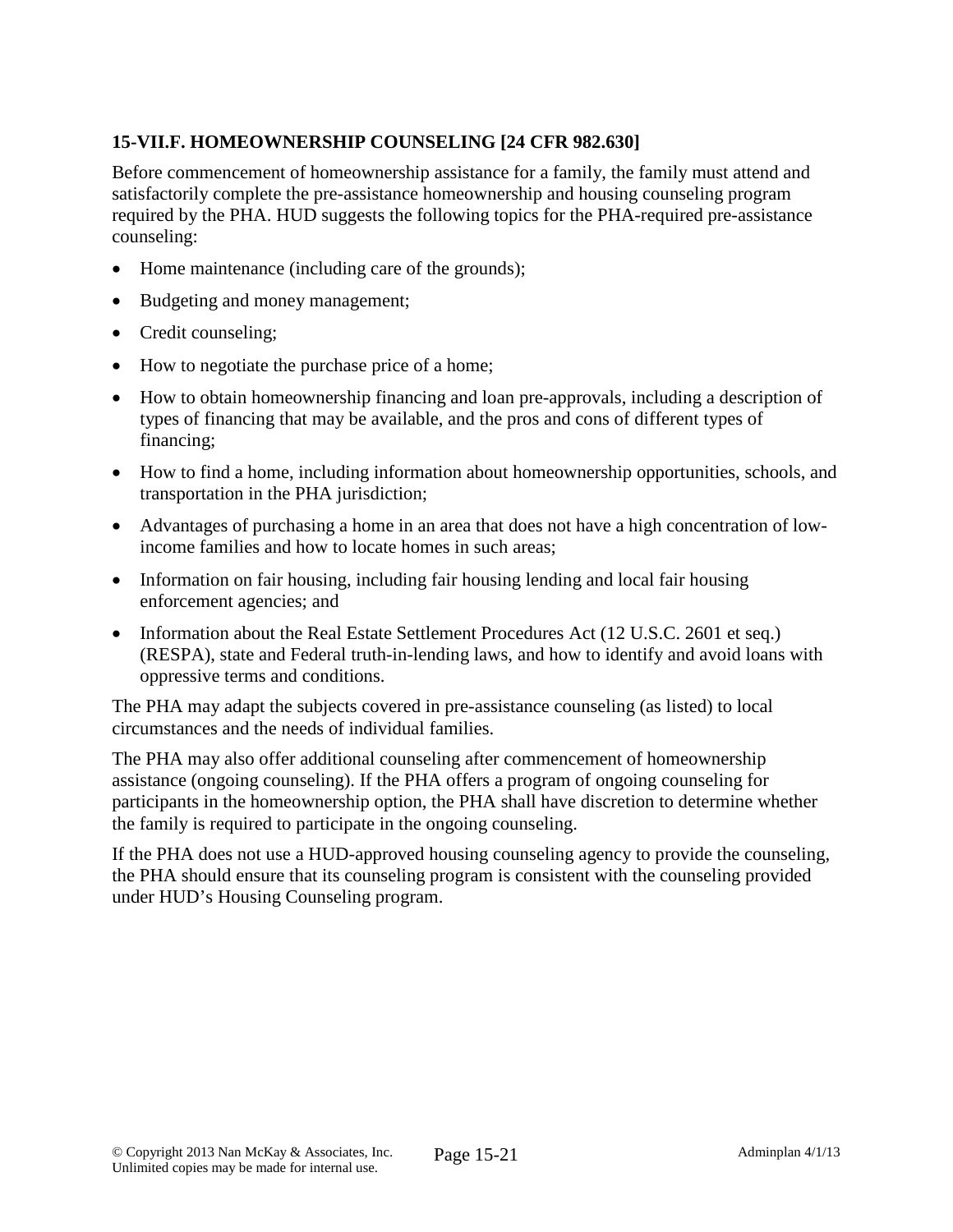### 15-VII.F. HOMEOWNERSHIP COUNSELING [24 CFR 982.630]

Before commencement of homeownership assistance for a family, the family must attend and satisfactorily complete the pre-assistance homeownership and housing counseling program required by the PHA. HUD suggests the following topics for the PHA-required pre-assistance counseling:

- Home maintenance (including care of the grounds);
- Budgeting and money management;
- Credit counseling;
- How to negotiate the purchase price of a home;
- How to obtain homeownership financing and loan pre-approvals, including a description of types of financing that may be available, and the pros and cons of different types of financing;
- How to find a home, including information about homeownership opportunities, schools, and transportation in the PHA jurisdiction;
- Advantages of purchasing a home in an area that does not have a high concentration of low-income families and how to locate homes in such areas;
- Information on fair housing, including fair housing lending and local fair housing enforcement agencies; and
- Information about the Real Estate Settlement Procedures Act (12 U.S.C. 2601 et seq.) (RESPA), state and Federal truth-in-lending laws, and how to identify and avoid loans with oppressive terms and conditions.

The PHA may adapt the subjects covered in pre-assistance counseling (as listed) to local circumstances and the needs of individual families.

The PHA may also offer additional counseling after commencement of homeownership assistance (ongoing counseling). If the PHA offers a program of ongoing counseling for participants in the homeownership option, the PHA shall have discretion to determine whether the family is required to participate in the ongoing counseling.

If the PHA does not use a HUD-approved housing counseling agency to provide the counseling, the PHA should ensure that its counseling program is consistent with the counseling provided under HUD's Housing Counseling program.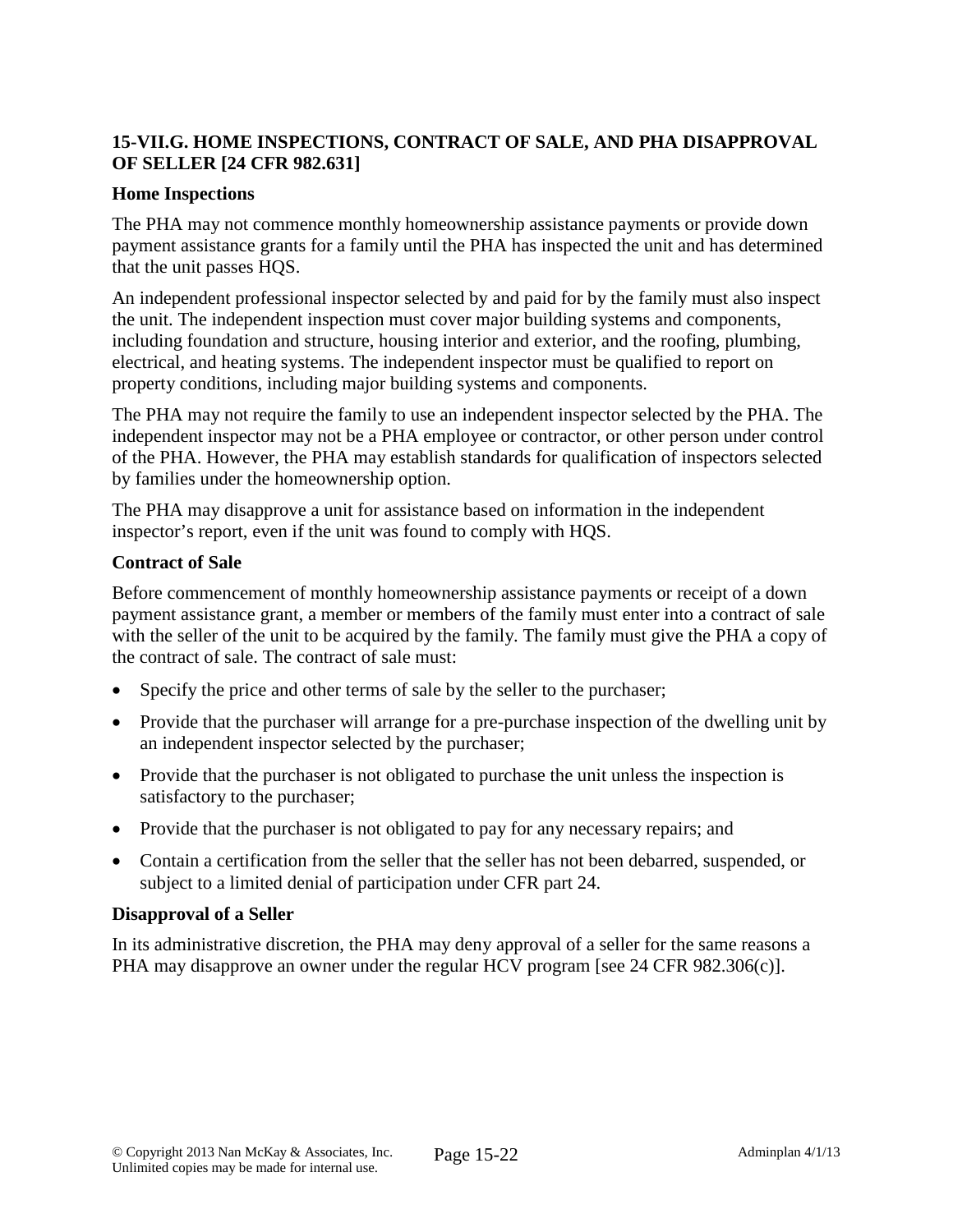### 15-VII.G. HOME INSPECTIONS, CONTRACT OF SALE, AND PHA DISAPPROVAL OF SELLER [24 CFR 982.631]

#### Home Inspections

The PHA may not commence monthly homeownership assistance payments or provide down payment assistance grants for a family until the PHA has inspected the unit and has determined that the unit passes HQS.

An independent professional inspector selected by and paid for by the family must also inspect the unit. The independent inspection must cover major building systems and components, including foundation and structure, housing interior and exterior, and the roofing, plumbing, electrical, and heating systems. The independent inspector must be qualified to report on property conditions, including major building systems and components.

The PHA may not require the family to use an independent inspector selected by the PHA. The independent inspector may not be a PHA employee or contractor, or other person under control of the PHA. However, the PHA may establish standards for qualification of inspectors selected by families under the homeownership option.

The PHA may disapprove a unit for assistance based on information in the independent inspector's report, even if the unit was found to comply with HQS.

#### Contract of Sale

Before commencement of monthly homeownership assistance payments or receipt of a down payment assistance grant, a member or members of the family must enter into a contract of sale with the seller of the unit to be acquired by the family. The family must give the PHA a copy of the contract of sale. The contract of sale must:

- Specify the price and other terms of sale by the seller to the purchaser;
- Provide that the purchaser will arrange for a pre-purchase inspection of the dwelling unit by an independent inspector selected by the purchaser;
- Provide that the purchaser is not obligated to purchase the unit unless the inspection is satisfactory to the purchaser;
- Provide that the purchaser is not obligated to pay for any necessary repairs; and
- Contain a certification from the seller that the seller has not been debarred, suspended, or subject to a limited denial of participation under CFR part 24.

#### Disapproval of a Seller

In its administrative discretion, the PHA may deny approval of a seller for the same reasons a PHA may disapprove an owner under the regular HCV program [see 24 CFR 982.306(c)].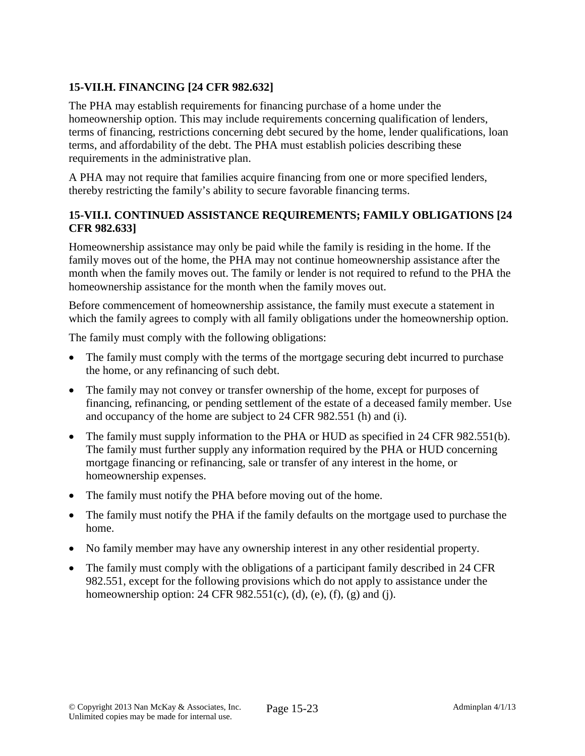### 15-VII.H. FINANCING [24 CFR 982.632]

The PHA may establish requirements for financing purchase of a home under the homeownership option. This may include requirements concerning qualification of lenders, terms of financing, restrictions concerning debt secured by the home, lender qualifications, loan terms, and affordability of the debt. The PHA must establish policies describing these requirements in the administrative plan.

A PHA may not require that families acquire financing from one or more specified lenders, thereby restricting the family's ability to secure favorable financing terms.

### 15-VII.I. CONTINUED ASSISTANCE REQUIREMENTS; FAMILY OBLIGATIONS [24 CFR 982.633]

Homeownership assistance may only be paid while the family is residing in the home. If the family moves out of the home, the PHA may not continue homeownership assistance after the month when the family moves out. The family or lender is not required to refund to the PHA the homeownership assistance for the month when the family moves out.

Before commencement of homeownership assistance, the family must execute a statement in which the family agrees to comply with all family obligations under the homeownership option.

The family must comply with the following obligations:

- The family must comply with the terms of the mortgage securing debt incurred to purchase the home, or any refinancing of such debt.
- The family may not convey or transfer ownership of the home, except for purposes of financing, refinancing, or pending settlement of the estate of a deceased family member. Use and occupancy of the home are subject to 24 CFR 982.551 (h) and (i).
- The family must supply information to the PHA or HUD as specified in 24 CFR 982.551(b). The family must further supply any information required by the PHA or HUD concerning mortgage financing or refinancing, sale or transfer of any interest in the home, or homeownership expenses.
- The family must notify the PHA before moving out of the home.
- The family must notify the PHA if the family defaults on the mortgage used to purchase the home.
- No family member may have any ownership interest in any other residential property.
- The family must comply with the obligations of a participant family described in 24 CFR 982.551, except for the following provisions which do not apply to assistance under the homeownership option: 24 CFR 982.551(c), (d), (e), (f), (g) and (j).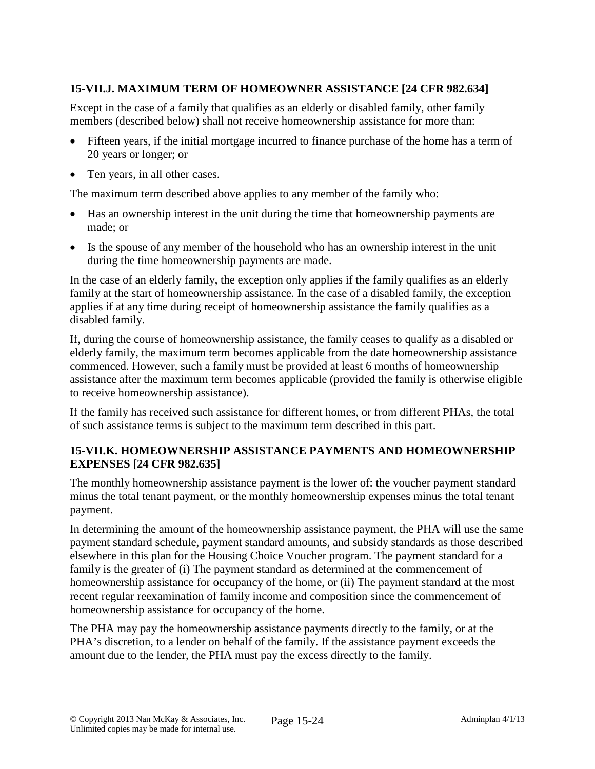### 15-VII.J. MAXIMUM TERM OF HOMEOWNER ASSISTANCE [24 CFR 982.634]

Except in the case of a family that qualifies as an elderly or disabled family, other family members (described below) shall not receive homeownership assistance for more than:

- Fifteen years, if the initial mortgage incurred to finance purchase of the home has a term of 20 years or longer; or
- Ten years, in all other cases.

The maximum term described above applies to any member of the family who:

- Has an ownership interest in the unit during the time that homeownership payments are made; or
- Is the spouse of any member of the household who has an ownership interest in the unit during the time homeownership payments are made.

In the case of an elderly family, the exception only applies if the family qualifies as an elderly family at the start of homeownership assistance. In the case of a disabled family, the exception applies if at any time during receipt of homeownership assistance the family qualifies as a disabled family.

If, during the course of homeownership assistance, the family ceases to qualify as a disabled or elderly family, the maximum term becomes applicable from the date homeownership assistance commenced. However, such a family must be provided at least 6 months of homeownership assistance after the maximum term becomes applicable (provided the family is otherwise eligible to receive homeownership assistance).

If the family has received such assistance for different homes, or from different PHAs, the total of such assistance terms is subject to the maximum term described in this part.

### 15-VII.K. HOMEOWNERSHIP ASSISTANCE PAYMENTS AND HOMEOWNERSHIP EXPENSES [24 CFR 982.635]

The monthly homeownership assistance payment is the lower of: the voucher payment standard minus the total tenant payment, or the monthly homeownership expenses minus the total tenant payment.

In determining the amount of the homeownership assistance payment, the PHA will use the same payment standard schedule, payment standard amounts, and subsidy standards as those described elsewhere in this plan for the Housing Choice Voucher program. The payment standard for a family is the greater of (i) The payment standard as determined at the commencement of homeownership assistance for occupancy of the home, or (ii) The payment standard at the most recent regular reexamination of family income and composition since the commencement of homeownership assistance for occupancy of the home.

The PHA may pay the homeownership assistance payments directly to the family, or at the PHA's discretion, to a lender on behalf of the family. If the assistance payment exceeds the amount due to the lender, the PHA must pay the excess directly to the family.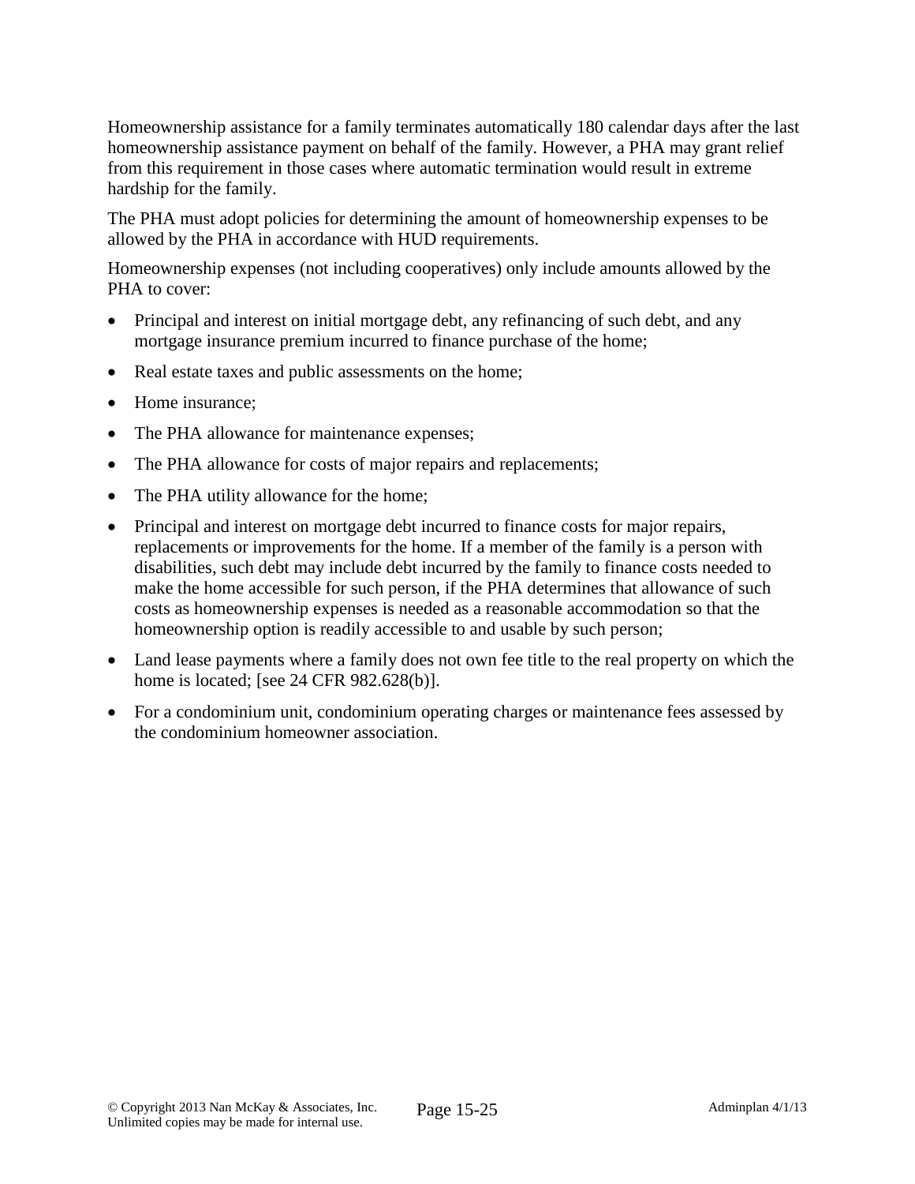Homeownership assistance for a family terminates automatically 180 calendar days after the last homeownership assistance payment on behalf of the family. However, a PHA may grant relief from this requirement in those cases where automatic termination would result in extreme hardship for the family.

The PHA must adopt policies for determining the amount of homeownership expenses to be allowed by the PHA in accordance with HUD requirements.

Homeownership expenses (not including cooperatives) only include amounts allowed by the PHA to cover:

- Principal and interest on initial mortgage debt, any refinancing of such debt, and any mortgage insurance premium incurred to finance purchase of the home;
- Real estate taxes and public assessments on the home;
- Home insurance;
- The PHA allowance for maintenance expenses;
- The PHA allowance for costs of major repairs and replacements;
- The PHA utility allowance for the home;
- Principal and interest on mortgage debt incurred to finance costs for major repairs, replacements or improvements for the home. If a member of the family is a person with disabilities, such debt may include debt incurred by the family to finance costs needed to make the home accessible for such person, if the PHA determines that allowance of such costs as homeownership expenses is needed as a reasonable accommodation so that the homeownership option is readily accessible to and usable by such person;
- Land lease payments where a family does not own fee title to the real property on which the home is located; [see 24 CFR 982.628(b)].
- For a condominium unit, condominium operating charges or maintenance fees assessed by the condominium homeowner association.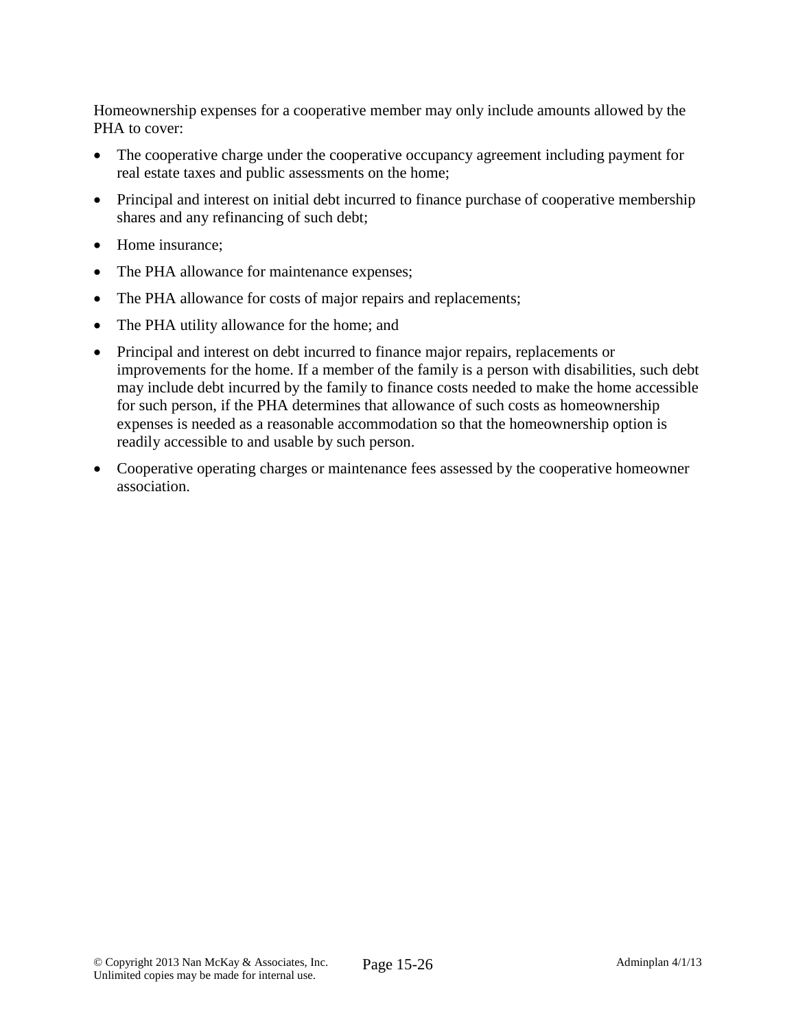Homeownership expenses for a cooperative member may only include amounts allowed by the PHA to cover:

- The cooperative charge under the cooperative occupancy agreement including payment for real estate taxes and public assessments on the home;
- Principal and interest on initial debt incurred to finance purchase of cooperative membership shares and any refinancing of such debt;
- Home insurance;
- The PHA allowance for maintenance expenses;
- The PHA allowance for costs of major repairs and replacements;
- The PHA utility allowance for the home; and
- Principal and interest on debt incurred to finance major repairs, replacements or improvements for the home. If a member of the family is a person with disabilities, such debt may include debt incurred by the family to finance costs needed to make the home accessible for such person, if the PHA determines that allowance of such costs as homeownership expenses is needed as a reasonable accommodation so that the homeownership option is readily accessible to and usable by such person.
- Cooperative operating charges or maintenance fees assessed by the cooperative homeowner association.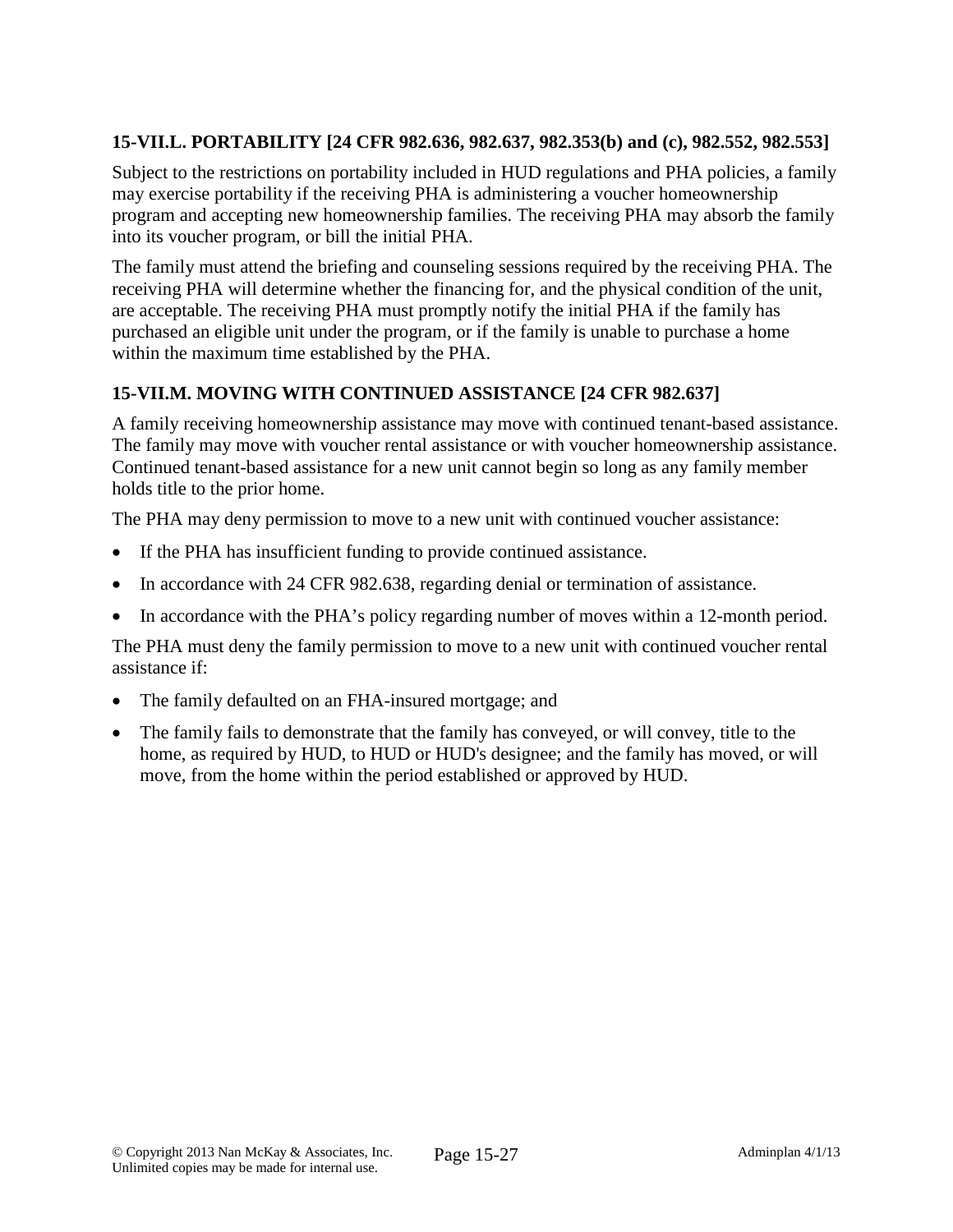### 15-VII.L. PORTABILITY [24 CFR 982.636, 982.637, 982.353(b) and (c), 982.552, 982.553]

Subject to the restrictions on portability included in HUD regulations and PHA policies, a family may exercise portability if the receiving PHA is administering a voucher homeownership program and accepting new homeownership families. The receiving PHA may absorb the family into its voucher program, or bill the initial PHA.

The family must attend the briefing and counseling sessions required by the receiving PHA. The receiving PHA will determine whether the financing for, and the physical condition of the unit, are acceptable. The receiving PHA must promptly notify the initial PHA if the family has purchased an eligible unit under the program, or if the family is unable to purchase a home within the maximum time established by the PHA.

### 15-VII.M. MOVING WITH CONTINUED ASSISTANCE [24 CFR 982.637]

A family receiving homeownership assistance may move with continued tenant-based assistance. The family may move with voucher rental assistance or with voucher homeownership assistance. Continued tenant-based assistance for a new unit cannot begin so long as any family member holds title to the prior home.

The PHA may deny permission to move to a new unit with continued voucher assistance:

- If the PHA has insufficient funding to provide continued assistance.
- In accordance with 24 CFR 982.638, regarding denial or termination of assistance.
- In accordance with the PHA's policy regarding number of moves within a 12-month period.

The PHA must deny the family permission to move to a new unit with continued voucher rental assistance if:

- The family defaulted on an FHA-insured mortgage; and
- The family fails to demonstrate that the family has conveyed, or will convey, title to the home, as required by HUD, to HUD or HUD's designee; and the family has moved, or will move, from the home within the period established or approved by HUD.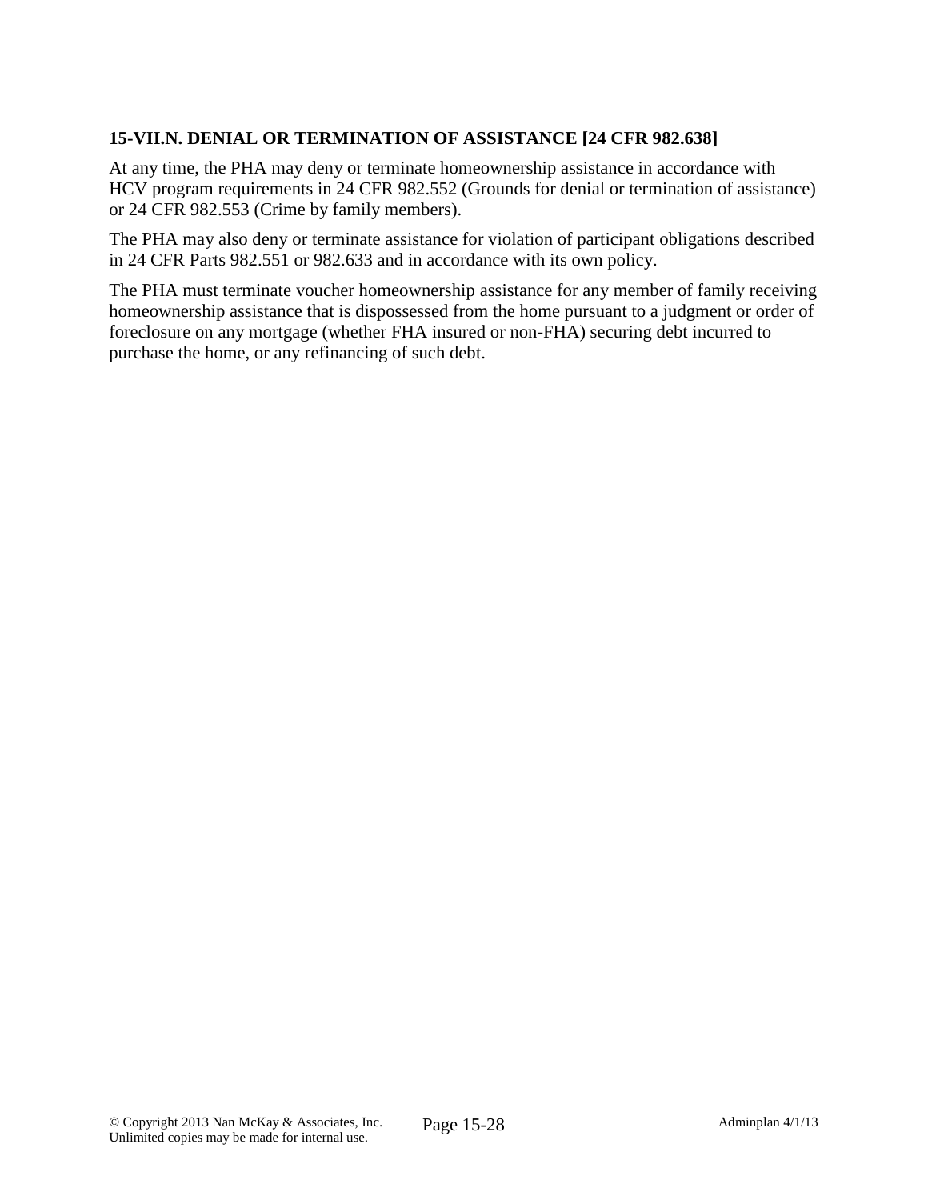**15-VII.N. DENIAL OR TERMINATION OF ASSISTANCE [24 CFR 982.638]**

At any time, the PHA may deny or terminate homeownership assistance in accordance with HCV program requirements in 24 CFR 982.552 (Grounds for denial or termination of assistance) or 24 CFR 982.553 (Crime by family members).

The PHA may also deny or terminate assistance for violation of participant obligations described in 24 CFR Parts 982.551 or 982.633 and in accordance with its own policy.

The PHA must terminate voucher homeownership assistance for any member of family receiving homeownership assistance that is dispossessed from the home pursuant to a judgment or order of foreclosure on any mortgage (whether FHA insured or non-FHA) securing debt incurred to purchase the home, or any refinancing of such debt.